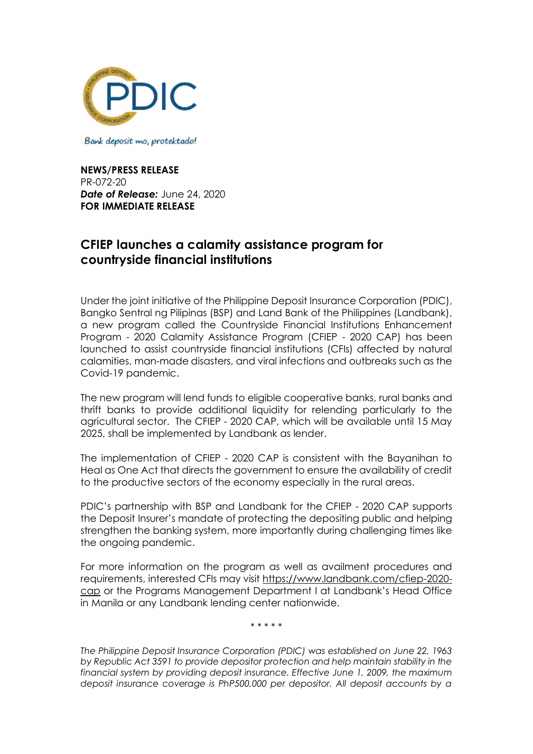PDIC

Bank deposit mo, protektado!

**NEWS/PRESS RELEASE**
PR-072-20
***Date of Release:*** June 24, 2020
**FOR IMMEDIATE RELEASE**

## CFIEP launches a calamity assistance program for countryside financial institutions

Under the joint initiative of the Philippine Deposit Insurance Corporation (PDIC), Bangko Sentral ng Pilipinas (BSP) and Land Bank of the Philippines (Landbank), a new program called the Countryside Financial Institutions Enhancement Program - 2020 Calamity Assistance Program (CFIEP - 2020 CAP) has been launched to assist countryside financial institutions (CFIs) affected by natural calamities, man-made disasters, and viral infections and outbreaks such as the Covid-19 pandemic.

The new program will lend funds to eligible cooperative banks, rural banks and thrift banks to provide additional liquidity for relending particularly to the agricultural sector. The CFIEP - 2020 CAP, which will be available until 15 May 2025, shall be implemented by Landbank as lender.

The implementation of CFIEP - 2020 CAP is consistent with the Bayanihan to Heal as One Act that directs the government to ensure the availability of credit to the productive sectors of the economy especially in the rural areas.

PDIC's partnership with BSP and Landbank for the CFIEP - 2020 CAP supports the Deposit Insurer's mandate of protecting the depositing public and helping strengthen the banking system, more importantly during challenging times like the ongoing pandemic.

For more information on the program as well as availment procedures and requirements, interested CFIs may visit https://www.landbank.com/cfiep-2020-cap or the Programs Management Department I at Landbank's Head Office in Manila or any Landbank lending center nationwide.

\* \* \* \* \*

*The Philippine Deposit Insurance Corporation (PDIC) was established on June 22, 1963 by Republic Act 3591 to provide depositor protection and help maintain stability in the financial system by providing deposit insurance. Effective June 1, 2009, the maximum deposit insurance coverage is PhP500,000 per depositor. All deposit accounts by a*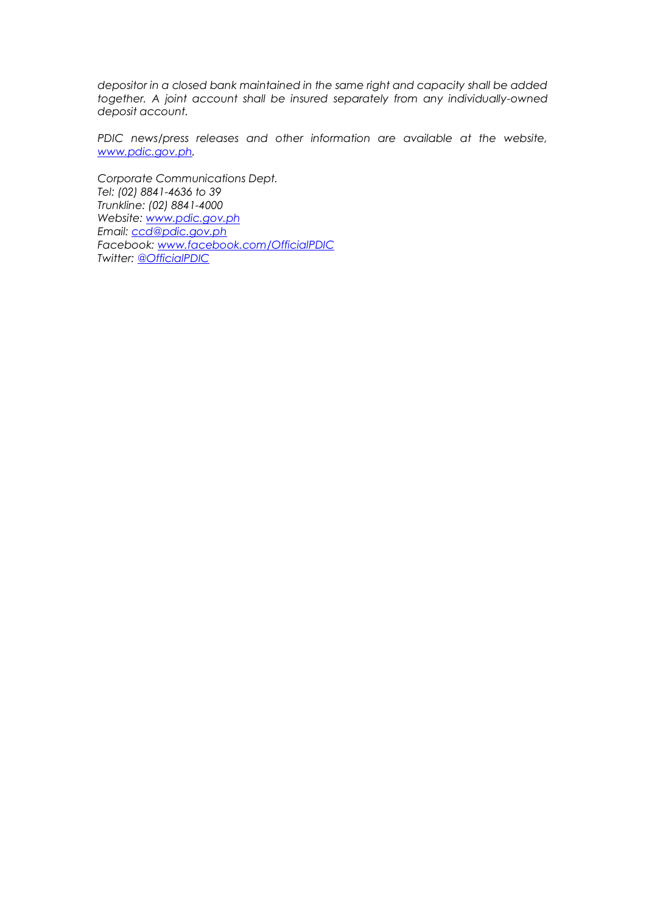*depositor in a closed bank maintained in the same right and capacity shall be added together. A joint account shall be insured separately from any individually-owned deposit account.*

*PDIC news/press releases and other information are available at the website, [www.pdic.gov.ph](http://www.pdic.gov.ph).*

*Corporate Communications Dept.*
*Tel: (02) 8841-4636 to 39*
*Trunkline: (02) 8841-4000*
*Website: [www.pdic.gov.ph](http://www.pdic.gov.ph)*
*Email: [ccd@pdic.gov.ph](mailto:ccd@pdic.gov.ph)*
*Facebook: [www.facebook.com/OfficialPDIC](http://www.facebook.com/OfficialPDIC)*
*Twitter: [@OfficialPDIC](https://twitter.com/OfficialPDIC)*